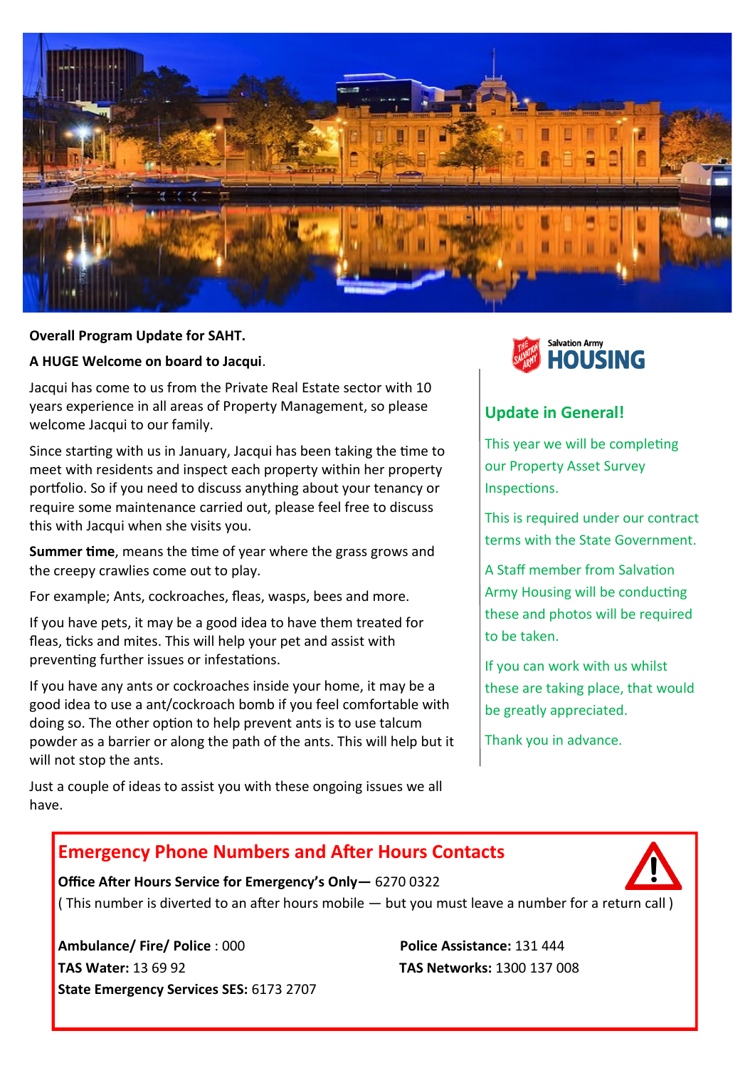**Overall Program Update for SAHT.**

**A HUGE Welcome on board to Jacqui**.

Jacqui has come to us from the Private Real Estate sector with 10 years experience in all areas of Property Management, so please welcome Jacqui to our family.

Since starting with us in January, Jacqui has been taking the time to meet with residents and inspect each property within her property portfolio. So if you need to discuss anything about your tenancy or require some maintenance carried out, please feel free to discuss this with Jacqui when she visits you.

**Summer time**, means the time of year where the grass grows and the creepy crawlies come out to play.

For example; Ants, cockroaches, fleas, wasps, bees and more.

If you have pets, it may be a good idea to have them treated for fleas, ticks and mites. This will help your pet and assist with preventing further issues or infestations.

If you have any ants or cockroaches inside your home, it may be a good idea to use a ant/cockroach bomb if you feel comfortable with doing so. The other option to help prevent ants is to use talcum powder as a barrier or along the path of the ants. This will help but it will not stop the ants.

Just a couple of ideas to assist you with these ongoing issues we all have.

Salvation Army **HOUSING**

## Update in General!

This year we will be completing our Property Asset Survey Inspections.

This is required under our contract terms with the State Government.

A Staff member from Salvation Army Housing will be conducting these and photos will be required to be taken.

If you can work with us whilst these are taking place, that would be greatly appreciated.

Thank you in advance.

## Emergency Phone Numbers and After Hours Contacts

**Office After Hours Service for Emergency's Only—** 6270 0322
( This number is diverted to an after hours mobile — but you must leave a number for a return call )

**Ambulance/ Fire/ Police** : 000
**TAS Water:** 13 69 92
**State Emergency Services SES:** 6173 2707

**Police Assistance:** 131 444
**TAS Networks:** 1300 137 008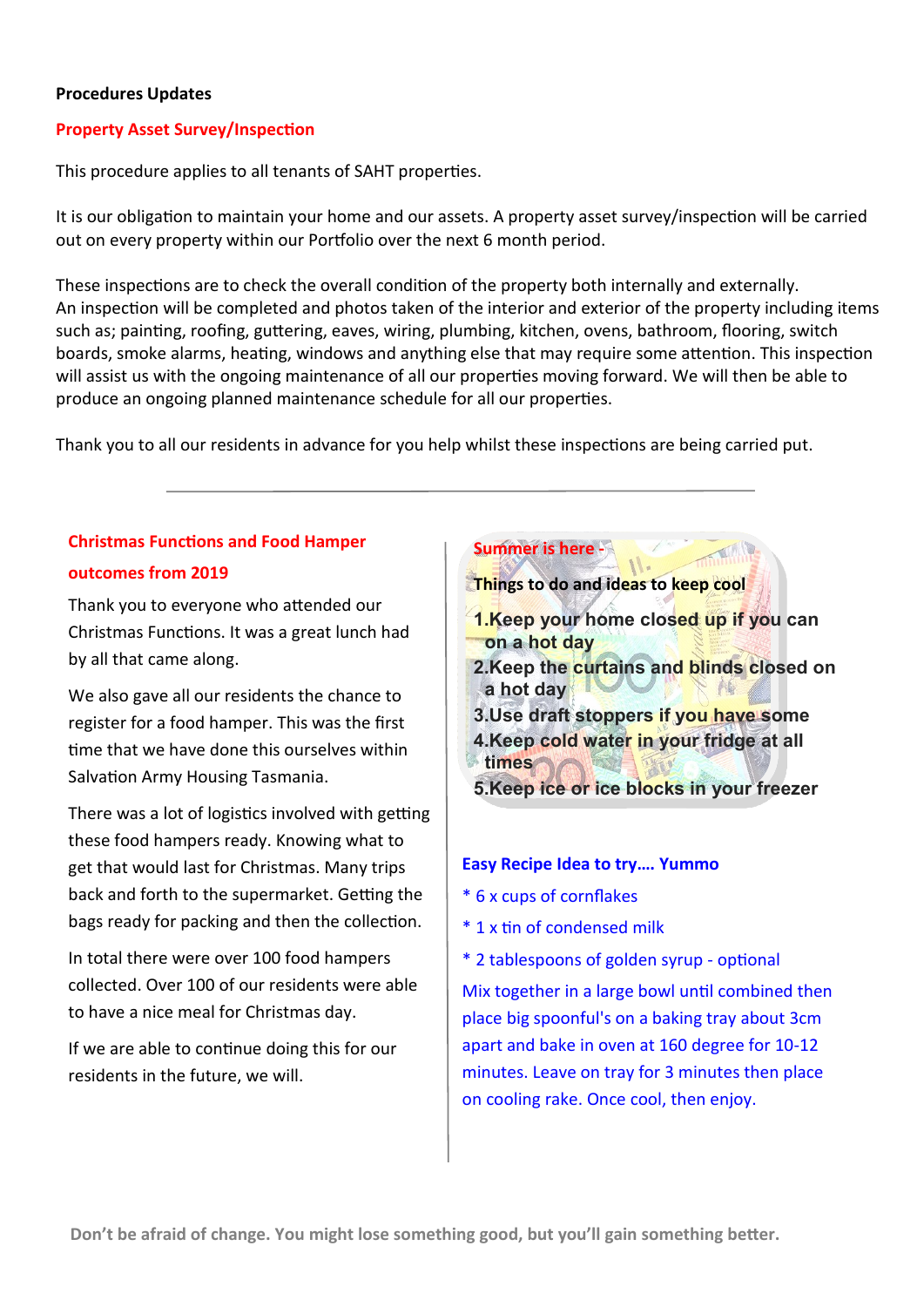**Procedures Updates**

## Property Asset Survey/Inspection

This procedure applies to all tenants of SAHT properties.

It is our obligation to maintain your home and our assets. A property asset survey/inspection will be carried out on every property within our Portfolio over the next 6 month period.

These inspections are to check the overall condition of the property both internally and externally. An inspection will be completed and photos taken of the interior and exterior of the property including items such as; painting, roofing, guttering, eaves, wiring, plumbing, kitchen, ovens, bathroom, flooring, switch boards, smoke alarms, heating, windows and anything else that may require some attention. This inspection will assist us with the ongoing maintenance of all our properties moving forward. We will then be able to produce an ongoing planned maintenance schedule for all our properties.

Thank you to all our residents in advance for you help whilst these inspections are being carried put.

---

## Christmas Functions and Food Hamper outcomes from 2019

Thank you to everyone who attended our Christmas Functions. It was a great lunch had by all that came along.

We also gave all our residents the chance to register for a food hamper. This was the first time that we have done this ourselves within Salvation Army Housing Tasmania.

There was a lot of logistics involved with getting these food hampers ready. Knowing what to get that would last for Christmas. Many trips back and forth to the supermarket. Getting the bags ready for packing and then the collection.

In total there were over 100 food hampers collected. Over 100 of our residents were able to have a nice meal for Christmas day.

If we are able to continue doing this for our residents in the future, we will.

## Summer is here -

**Things to do and ideas to keep cool**

1. **Keep your home closed up if you can on a hot day**
2. **Keep the curtains and blinds closed on a hot day**
3. **Use draft stoppers if you have some**
4. **Keep cold water in your fridge at all times**
5. **Keep ice or ice blocks in your freezer**

## Easy Recipe Idea to try…. Yummo

* 6 x cups of cornflakes
* 1 x tin of condensed milk
* 2 tablespoons of golden syrup - optional

Mix together in a large bowl until combined then place big spoonful's on a baking tray about 3cm apart and bake in oven at 160 degree for 10-12 minutes. Leave on tray for 3 minutes then place on cooling rake. Once cool, then enjoy.

**Don't be afraid of change. You might lose something good, but you'll gain something better.**